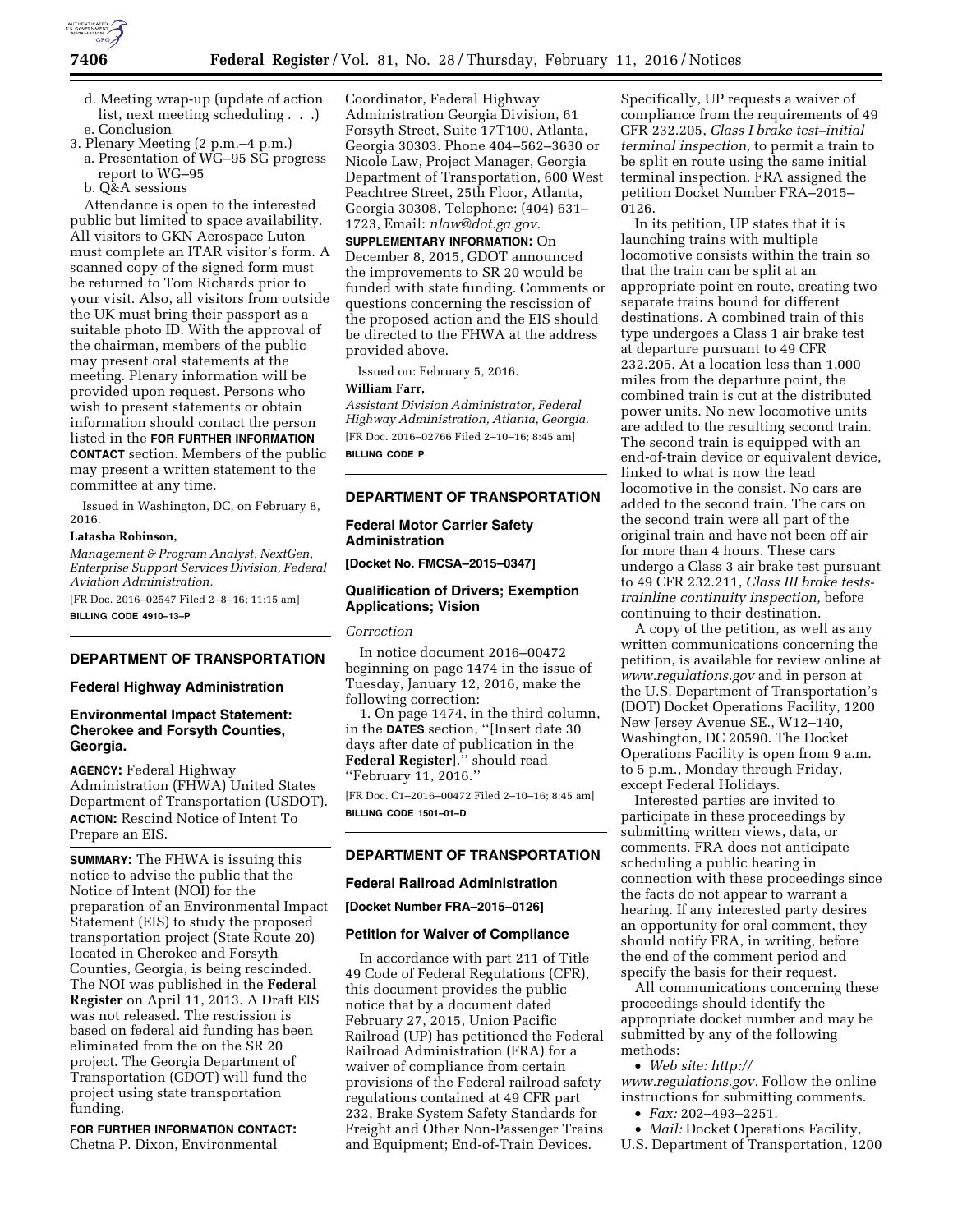d. Meeting wrap-up (update of action list, next meeting scheduling . . .)
e. Conclusion

3. Plenary Meeting (2 p.m.–4 p.m.)
   a. Presentation of WG–95 SG progress report to WG–95
   b. Q&A sessions

Attendance is open to the interested public but limited to space availability. All visitors to GKN Aerospace Luton must complete an ITAR visitor's form. A scanned copy of the signed form must be returned to Tom Richards prior to your visit. Also, all visitors from outside the UK must bring their passport as a suitable photo ID. With the approval of the chairman, members of the public may present oral statements at the meeting. Plenary information will be provided upon request. Persons who wish to present statements or obtain information should contact the person listed in the **FOR FURTHER INFORMATION CONTACT** section. Members of the public may present a written statement to the committee at any time.

Issued in Washington, DC, on February 8, 2016.

**Latasha Robinson,**

*Management & Program Analyst, NextGen, Enterprise Support Services Division, Federal Aviation Administration.*

[FR Doc. 2016–02547 Filed 2–8–16; 11:15 am]

**BILLING CODE 4910–13–P**

## DEPARTMENT OF TRANSPORTATION

### Federal Highway Administration

### Environmental Impact Statement: Cherokee and Forsyth Counties, Georgia.

**AGENCY:** Federal Highway Administration (FHWA) United States Department of Transportation (USDOT).

**ACTION:** Rescind Notice of Intent To Prepare an EIS.

**SUMMARY:** The FHWA is issuing this notice to advise the public that the Notice of Intent (NOI) for the preparation of an Environmental Impact Statement (EIS) to study the proposed transportation project (State Route 20) located in Cherokee and Forsyth Counties, Georgia, is being rescinded. The NOI was published in the **Federal Register** on April 11, 2013. A Draft EIS was not released. The rescission is based on federal aid funding has been eliminated from the on the SR 20 project. The Georgia Department of Transportation (GDOT) will fund the project using state transportation funding.

**FOR FURTHER INFORMATION CONTACT:** Chetna P. Dixon, Environmental Coordinator, Federal Highway Administration Georgia Division, 61 Forsyth Street, Suite 17T100, Atlanta, Georgia 30303. Phone 404–562–3630 or Nicole Law, Project Manager, Georgia Department of Transportation, 600 West Peachtree Street, 25th Floor, Atlanta, Georgia 30308, Telephone: (404) 631–1723, Email: *nlaw@dot.ga.gov.*

**SUPPLEMENTARY INFORMATION:** On December 8, 2015, GDOT announced the improvements to SR 20 would be funded with state funding. Comments or questions concerning the rescission of the proposed action and the EIS should be directed to the FHWA at the address provided above.

Issued on: February 5, 2016.

**William Farr,**

*Assistant Division Administrator, Federal Highway Administration, Atlanta, Georgia.*

[FR Doc. 2016–02766 Filed 2–10–16; 8:45 am]

**BILLING CODE P**

## DEPARTMENT OF TRANSPORTATION

### Federal Motor Carrier Safety Administration

**[Docket No. FMCSA–2015–0347]**

### Qualification of Drivers; Exemption Applications; Vision

*Correction*

In notice document 2016–00472 beginning on page 1474 in the issue of Tuesday, January 12, 2016, make the following correction:

1. On page 1474, in the third column, in the **DATES** section, ''[Insert date 30 days after date of publication in the **Federal Register**].'' should read ''February 11, 2016.''

[FR Doc. C1–2016–00472 Filed 2–10–16; 8:45 am]

**BILLING CODE 1501–01–D**

## DEPARTMENT OF TRANSPORTATION

### Federal Railroad Administration

**[Docket Number FRA–2015–0126]**

### Petition for Waiver of Compliance

In accordance with part 211 of Title 49 Code of Federal Regulations (CFR), this document provides the public notice that by a document dated February 27, 2015, Union Pacific Railroad (UP) has petitioned the Federal Railroad Administration (FRA) for a waiver of compliance from certain provisions of the Federal railroad safety regulations contained at 49 CFR part 232, Brake System Safety Standards for Freight and Other Non-Passenger Trains and Equipment; End-of-Train Devices. Specifically, UP requests a waiver of compliance from the requirements of 49 CFR 232.205, *Class I brake test–initial terminal inspection,* to permit a train to be split en route using the same initial terminal inspection. FRA assigned the petition Docket Number FRA–2015–0126.

In its petition, UP states that it is launching trains with multiple locomotive consists within the train so that the train can be split at an appropriate point en route, creating two separate trains bound for different destinations. A combined train of this type undergoes a Class 1 air brake test at departure pursuant to 49 CFR 232.205. At a location less than 1,000 miles from the departure point, the combined train is cut at the distributed power units. No new locomotive units are added to the resulting second train. The second train is equipped with an end-of-train device or equivalent device, linked to what is now the lead locomotive in the consist. No cars are added to the second train. The cars on the second train were all part of the original train and have not been off air for more than 4 hours. These cars undergo a Class 3 air brake test pursuant to 49 CFR 232.211, *Class III brake tests-trainline continuity inspection,* before continuing to their destination.

A copy of the petition, as well as any written communications concerning the petition, is available for review online at *www.regulations.gov* and in person at the U.S. Department of Transportation's (DOT) Docket Operations Facility, 1200 New Jersey Avenue SE., W12–140, Washington, DC 20590. The Docket Operations Facility is open from 9 a.m. to 5 p.m., Monday through Friday, except Federal Holidays.

Interested parties are invited to participate in these proceedings by submitting written views, data, or comments. FRA does not anticipate scheduling a public hearing in connection with these proceedings since the facts do not appear to warrant a hearing. If any interested party desires an opportunity for oral comment, they should notify FRA, in writing, before the end of the comment period and specify the basis for their request.

All communications concerning these proceedings should identify the appropriate docket number and may be submitted by any of the following methods:

- *Web site: http://www.regulations.gov.* Follow the online instructions for submitting comments.
- *Fax:* 202–493–2251.
- *Mail:* Docket Operations Facility, U.S. Department of Transportation, 1200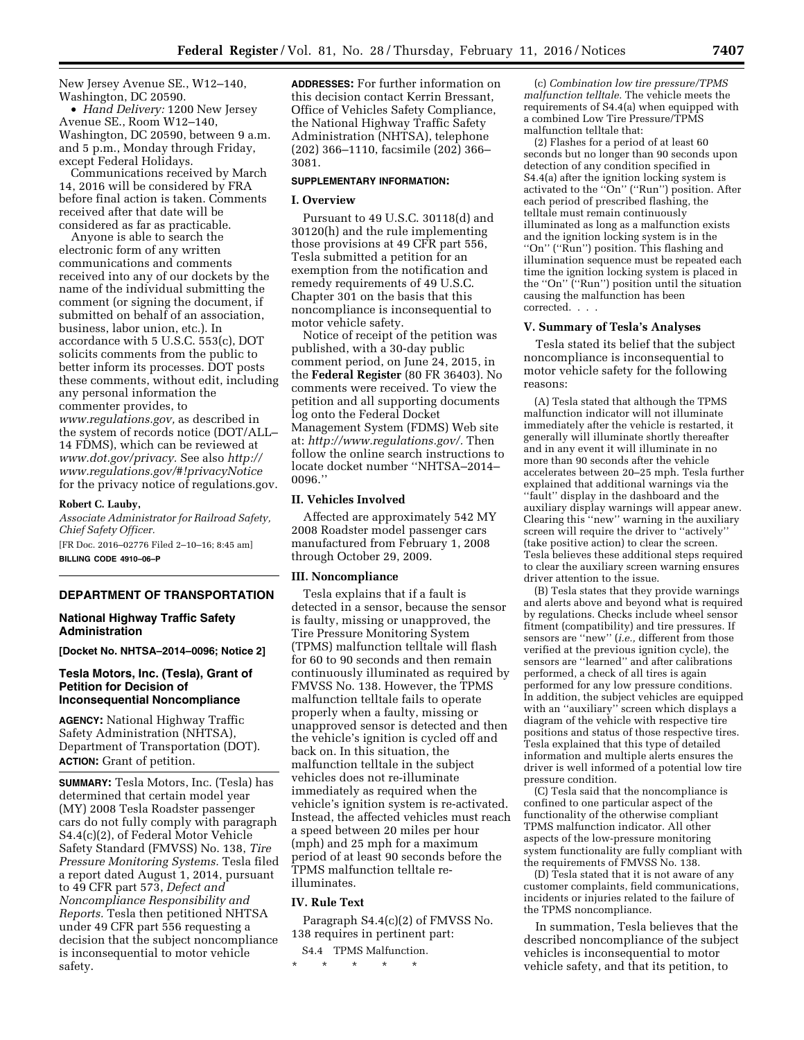New Jersey Avenue SE., W12–140, Washington, DC 20590.

- *Hand Delivery:* 1200 New Jersey Avenue SE., Room W12–140, Washington, DC 20590, between 9 a.m. and 5 p.m., Monday through Friday, except Federal Holidays.

Communications received by March 14, 2016 will be considered by FRA before final action is taken. Comments received after that date will be considered as far as practicable.

Anyone is able to search the electronic form of any written communications and comments received into any of our dockets by the name of the individual submitting the comment (or signing the document, if submitted on behalf of an association, business, labor union, etc.). In accordance with 5 U.S.C. 553(c), DOT solicits comments from the public to better inform its processes. DOT posts these comments, without edit, including any personal information the commenter provides, to *www.regulations.gov,* as described in the system of records notice (DOT/ALL–14 FDMS), which can be reviewed at *www.dot.gov/privacy.* See also *http://www.regulations.gov/#!privacyNotice* for the privacy notice of regulations.gov.

**Robert C. Lauby,**

*Associate Administrator for Railroad Safety, Chief Safety Officer.*

[FR Doc. 2016–02776 Filed 2–10–16; 8:45 am]

**BILLING CODE 4910–06–P**

## DEPARTMENT OF TRANSPORTATION

### National Highway Traffic Safety Administration

**[Docket No. NHTSA–2014–0096; Notice 2]**

### Tesla Motors, Inc. (Tesla), Grant of Petition for Decision of Inconsequential Noncompliance

**AGENCY:** National Highway Traffic Safety Administration (NHTSA), Department of Transportation (DOT).

**ACTION:** Grant of petition.

**SUMMARY:** Tesla Motors, Inc. (Tesla) has determined that certain model year (MY) 2008 Tesla Roadster passenger cars do not fully comply with paragraph S4.4(c)(2), of Federal Motor Vehicle Safety Standard (FMVSS) No. 138, *Tire Pressure Monitoring Systems.* Tesla filed a report dated August 1, 2014, pursuant to 49 CFR part 573, *Defect and Noncompliance Responsibility and Reports.* Tesla then petitioned NHTSA under 49 CFR part 556 requesting a decision that the subject noncompliance is inconsequential to motor vehicle safety.

**ADDRESSES:** For further information on this decision contact Kerrin Bressant, Office of Vehicles Safety Compliance, the National Highway Traffic Safety Administration (NHTSA), telephone (202) 366–1110, facsimile (202) 366–3081.

**SUPPLEMENTARY INFORMATION:**

#### I. Overview

Pursuant to 49 U.S.C. 30118(d) and 30120(h) and the rule implementing those provisions at 49 CFR part 556, Tesla submitted a petition for an exemption from the notification and remedy requirements of 49 U.S.C. Chapter 301 on the basis that this noncompliance is inconsequential to motor vehicle safety.

Notice of receipt of the petition was published, with a 30-day public comment period, on June 24, 2015, in the **Federal Register** (80 FR 36403). No comments were received. To view the petition and all supporting documents log onto the Federal Docket Management System (FDMS) Web site at: *http://www.regulations.gov/.* Then follow the online search instructions to locate docket number ''NHTSA–2014–0096.''

#### II. Vehicles Involved

Affected are approximately 542 MY 2008 Roadster model passenger cars manufactured from February 1, 2008 through October 29, 2009.

#### III. Noncompliance

Tesla explains that if a fault is detected in a sensor, because the sensor is faulty, missing or unapproved, the Tire Pressure Monitoring System (TPMS) malfunction telltale will flash for 60 to 90 seconds and then remain continuously illuminated as required by FMVSS No. 138. However, the TPMS malfunction telltale fails to operate properly when a faulty, missing or unapproved sensor is detected and then the vehicle's ignition is cycled off and back on. In this situation, the malfunction telltale in the subject vehicles does not re-illuminate immediately as required when the vehicle's ignition system is re-activated. Instead, the affected vehicles must reach a speed between 20 miles per hour (mph) and 25 mph for a maximum period of at least 90 seconds before the TPMS malfunction telltale re-illuminates.

#### IV. Rule Text

Paragraph S4.4(c)(2) of FMVSS No. 138 requires in pertinent part:

S4.4 TPMS Malfunction.

\* \* \* \* \*

(c) *Combination low tire pressure/TPMS malfunction telltale.* The vehicle meets the requirements of S4.4(a) when equipped with a combined Low Tire Pressure/TPMS malfunction telltale that:

(2) Flashes for a period of at least 60 seconds but no longer than 90 seconds upon detection of any condition specified in S4.4(a) after the ignition locking system is activated to the ''On'' (''Run'') position. After each period of prescribed flashing, the telltale must remain continuously illuminated as long as a malfunction exists and the ignition locking system is in the ''On'' (''Run'') position. This flashing and illumination sequence must be repeated each time the ignition locking system is placed in the ''On'' (''Run'') position until the situation causing the malfunction has been corrected. . . .

#### V. Summary of Tesla's Analyses

Tesla stated its belief that the subject noncompliance is inconsequential to motor vehicle safety for the following reasons:

(A) Tesla stated that although the TPMS malfunction indicator will not illuminate immediately after the vehicle is restarted, it generally will illuminate shortly thereafter and in any event it will illuminate in no more than 90 seconds after the vehicle accelerates between 20–25 mph. Tesla further explained that additional warnings via the ''fault'' display in the dashboard and the auxiliary display warnings will appear anew. Clearing this ''new'' warning in the auxiliary screen will require the driver to ''actively'' (take positive action) to clear the screen. Tesla believes these additional steps required to clear the auxiliary screen warning ensures driver attention to the issue.

(B) Tesla states that they provide warnings and alerts above and beyond what is required by regulations. Checks include wheel sensor fitment (compatibility) and tire pressures. If sensors are ''new'' (*i.e.,* different from those verified at the previous ignition cycle), the sensors are ''learned'' and after calibrations performed, a check of all tires is again performed for any low pressure conditions. In addition, the subject vehicles are equipped with an ''auxiliary'' screen which displays a diagram of the vehicle with respective tire positions and status of those respective tires. Tesla explained that this type of detailed information and multiple alerts ensures the driver is well informed of a potential low tire pressure condition.

(C) Tesla said that the noncompliance is confined to one particular aspect of the functionality of the otherwise compliant TPMS malfunction indicator. All other aspects of the low-pressure monitoring system functionality are fully compliant with the requirements of FMVSS No. 138.

(D) Tesla stated that it is not aware of any customer complaints, field communications, incidents or injuries related to the failure of the TPMS noncompliance.

In summation, Tesla believes that the described noncompliance of the subject vehicles is inconsequential to motor vehicle safety, and that its petition, to